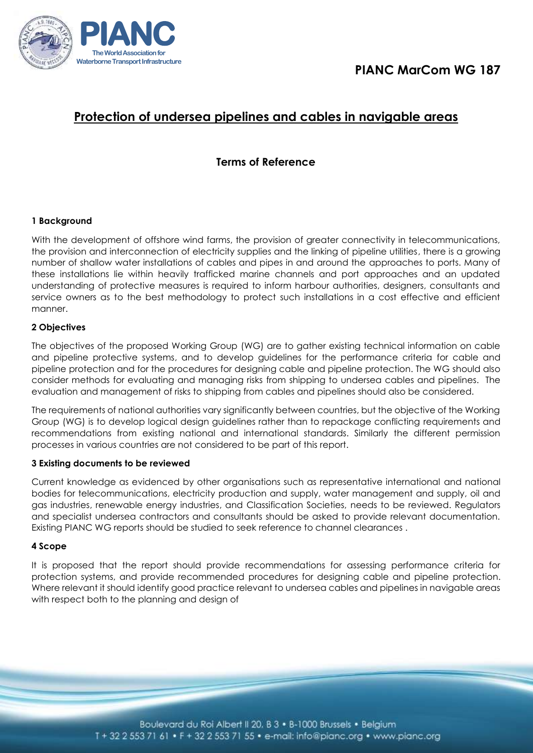# PIANC MarCom WG 187

## Protection of undersea pipelines and cables in navigable areas

### Terms of Reference

#### 1 Background

With the development of offshore wind farms, the provision of greater connectivity in telecommunications, the provision and interconnection of electricity supplies and the linking of pipeline utilities, there is a growing number of shallow water installations of cables and pipes in and around the approaches to ports. Many of these installations lie within heavily trafficked marine channels and port approaches and an updated understanding of protective measures is required to inform harbour authorities, designers, consultants and service owners as to the best methodology to protect such installations in a cost effective and efficient manner.

#### 2 Objectives

The objectives of the proposed Working Group (WG) are to gather existing technical information on cable and pipeline protective systems, and to develop guidelines for the performance criteria for cable and pipeline protection and for the procedures for designing cable and pipeline protection. The WG should also consider methods for evaluating and managing risks from shipping to undersea cables and pipelines. The evaluation and management of risks to shipping from cables and pipelines should also be considered.

The requirements of national authorities vary significantly between countries, but the objective of the Working Group (WG) is to develop logical design guidelines rather than to repackage conflicting requirements and recommendations from existing national and international standards. Similarly the different permission processes in various countries are not considered to be part of this report.

#### 3 Existing documents to be reviewed

Current knowledge as evidenced by other organisations such as representative international and national bodies for telecommunications, electricity production and supply, water management and supply, oil and gas industries, renewable energy industries, and Classification Societies, needs to be reviewed. Regulators and specialist undersea contractors and consultants should be asked to provide relevant documentation. Existing PIANC WG reports should be studied to seek reference to channel clearances .

#### 4 Scope

It is proposed that the report should provide recommendations for assessing performance criteria for protection systems, and provide recommended procedures for designing cable and pipeline protection. Where relevant it should identify good practice relevant to undersea cables and pipelines in navigable areas with respect both to the planning and design of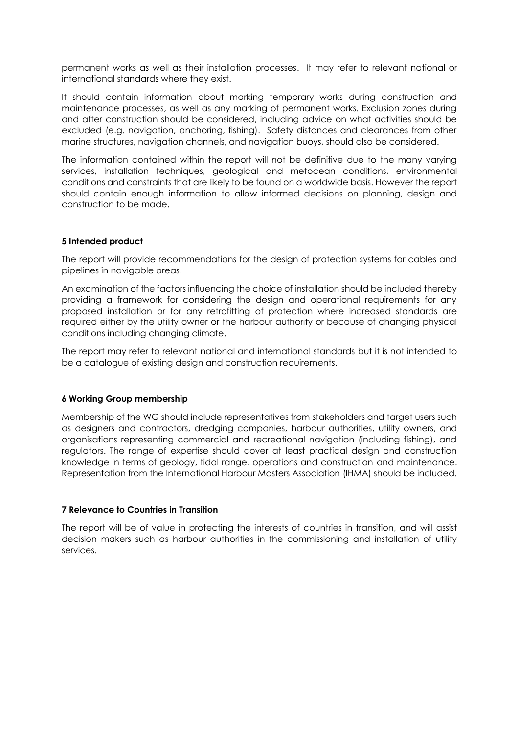permanent works as well as their installation processes. It may refer to relevant national or international standards where they exist.

It should contain information about marking temporary works during construction and maintenance processes, as well as any marking of permanent works. Exclusion zones during and after construction should be considered, including advice on what activities should be excluded (e.g. navigation, anchoring, fishing). Safety distances and clearances from other marine structures, navigation channels, and navigation buoys, should also be considered.

The information contained within the report will not be definitive due to the many varying services, installation techniques, geological and metocean conditions, environmental conditions and constraints that are likely to be found on a worldwide basis. However the report should contain enough information to allow informed decisions on planning, design and construction to be made.

**5 Intended product**

The report will provide recommendations for the design of protection systems for cables and pipelines in navigable areas.

An examination of the factors influencing the choice of installation should be included thereby providing a framework for considering the design and operational requirements for any proposed installation or for any retrofitting of protection where increased standards are required either by the utility owner or the harbour authority or because of changing physical conditions including changing climate.

The report may refer to relevant national and international standards but it is not intended to be a catalogue of existing design and construction requirements.

**6 Working Group membership**

Membership of the WG should include representatives from stakeholders and target users such as designers and contractors, dredging companies, harbour authorities, utility owners, and organisations representing commercial and recreational navigation (including fishing), and regulators. The range of expertise should cover at least practical design and construction knowledge in terms of geology, tidal range, operations and construction and maintenance. Representation from the International Harbour Masters Association (IHMA) should be included.

**7 Relevance to Countries in Transition**

The report will be of value in protecting the interests of countries in transition, and will assist decision makers such as harbour authorities in the commissioning and installation of utility services.